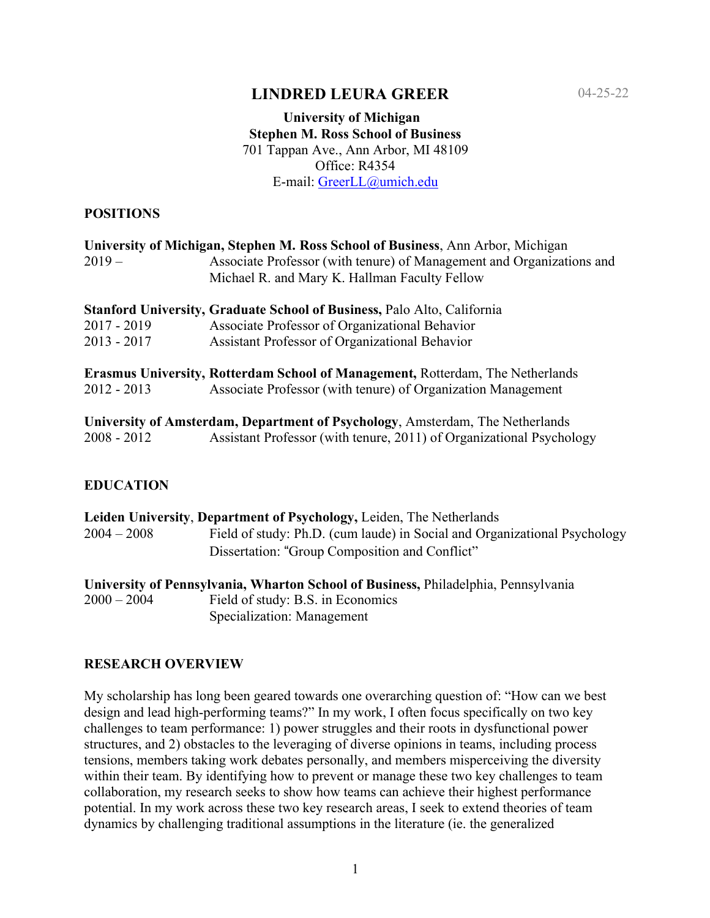# LINDRED LEURA GREER

04-25-22

**University of Michigan**
**Stephen M. Ross School of Business**
701 Tappan Ave., Ann Arbor, MI 48109
Office: R4354
E-mail: GreerLL@umich.edu

## POSITIONS

**University of Michigan, Stephen M. Ross School of Business**, Ann Arbor, Michigan

2019 – Associate Professor (with tenure) of Management and Organizations and Michael R. and Mary K. Hallman Faculty Fellow

**Stanford University, Graduate School of Business,** Palo Alto, California

2017 - 2019 Associate Professor of Organizational Behavior

2013 - 2017 Assistant Professor of Organizational Behavior

**Erasmus University, Rotterdam School of Management,** Rotterdam, The Netherlands

2012 - 2013 Associate Professor (with tenure) of Organization Management

**University of Amsterdam, Department of Psychology**, Amsterdam, The Netherlands

2008 - 2012 Assistant Professor (with tenure, 2011) of Organizational Psychology

## EDUCATION

**Leiden University**, **Department of Psychology,** Leiden, The Netherlands

2004 – 2008 Field of study: Ph.D. (cum laude) in Social and Organizational Psychology
Dissertation: "Group Composition and Conflict"

**University of Pennsylvania, Wharton School of Business,** Philadelphia, Pennsylvania

2000 – 2004 Field of study: B.S. in Economics
Specialization: Management

## RESEARCH OVERVIEW

My scholarship has long been geared towards one overarching question of: "How can we best design and lead high-performing teams?" In my work, I often focus specifically on two key challenges to team performance: 1) power struggles and their roots in dysfunctional power structures, and 2) obstacles to the leveraging of diverse opinions in teams, including process tensions, members taking work debates personally, and members misperceiving the diversity within their team. By identifying how to prevent or manage these two key challenges to team collaboration, my research seeks to show how teams can achieve their highest performance potential. In my work across these two key research areas, I seek to extend theories of team dynamics by challenging traditional assumptions in the literature (ie. the generalized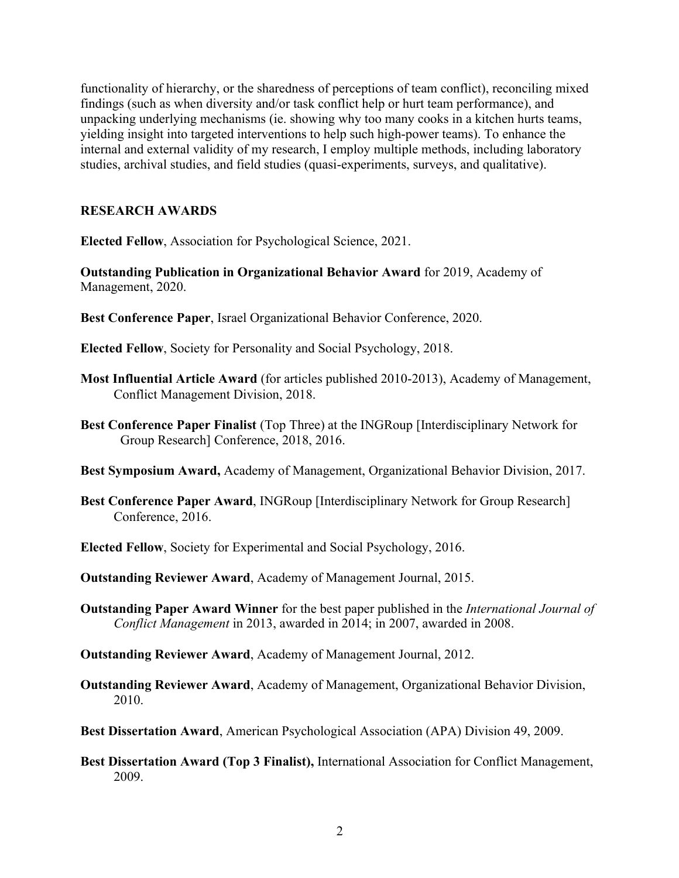functionality of hierarchy, or the sharedness of perceptions of team conflict), reconciling mixed findings (such as when diversity and/or task conflict help or hurt team performance), and unpacking underlying mechanisms (ie. showing why too many cooks in a kitchen hurts teams, yielding insight into targeted interventions to help such high-power teams). To enhance the internal and external validity of my research, I employ multiple methods, including laboratory studies, archival studies, and field studies (quasi-experiments, surveys, and qualitative).

## RESEARCH AWARDS

**Elected Fellow**, Association for Psychological Science, 2021.

**Outstanding Publication in Organizational Behavior Award** for 2019, Academy of Management, 2020.

**Best Conference Paper**, Israel Organizational Behavior Conference, 2020.

**Elected Fellow**, Society for Personality and Social Psychology, 2018.

**Most Influential Article Award** (for articles published 2010-2013), Academy of Management, Conflict Management Division, 2018.

**Best Conference Paper Finalist** (Top Three) at the INGRoup [Interdisciplinary Network for Group Research] Conference, 2018, 2016.

**Best Symposium Award,** Academy of Management, Organizational Behavior Division, 2017.

**Best Conference Paper Award**, INGRoup [Interdisciplinary Network for Group Research] Conference, 2016.

**Elected Fellow**, Society for Experimental and Social Psychology, 2016.

**Outstanding Reviewer Award**, Academy of Management Journal, 2015.

**Outstanding Paper Award Winner** for the best paper published in the *International Journal of Conflict Management* in 2013, awarded in 2014; in 2007, awarded in 2008.

**Outstanding Reviewer Award**, Academy of Management Journal, 2012.

**Outstanding Reviewer Award**, Academy of Management, Organizational Behavior Division, 2010.

**Best Dissertation Award**, American Psychological Association (APA) Division 49, 2009.

**Best Dissertation Award (Top 3 Finalist),** International Association for Conflict Management, 2009.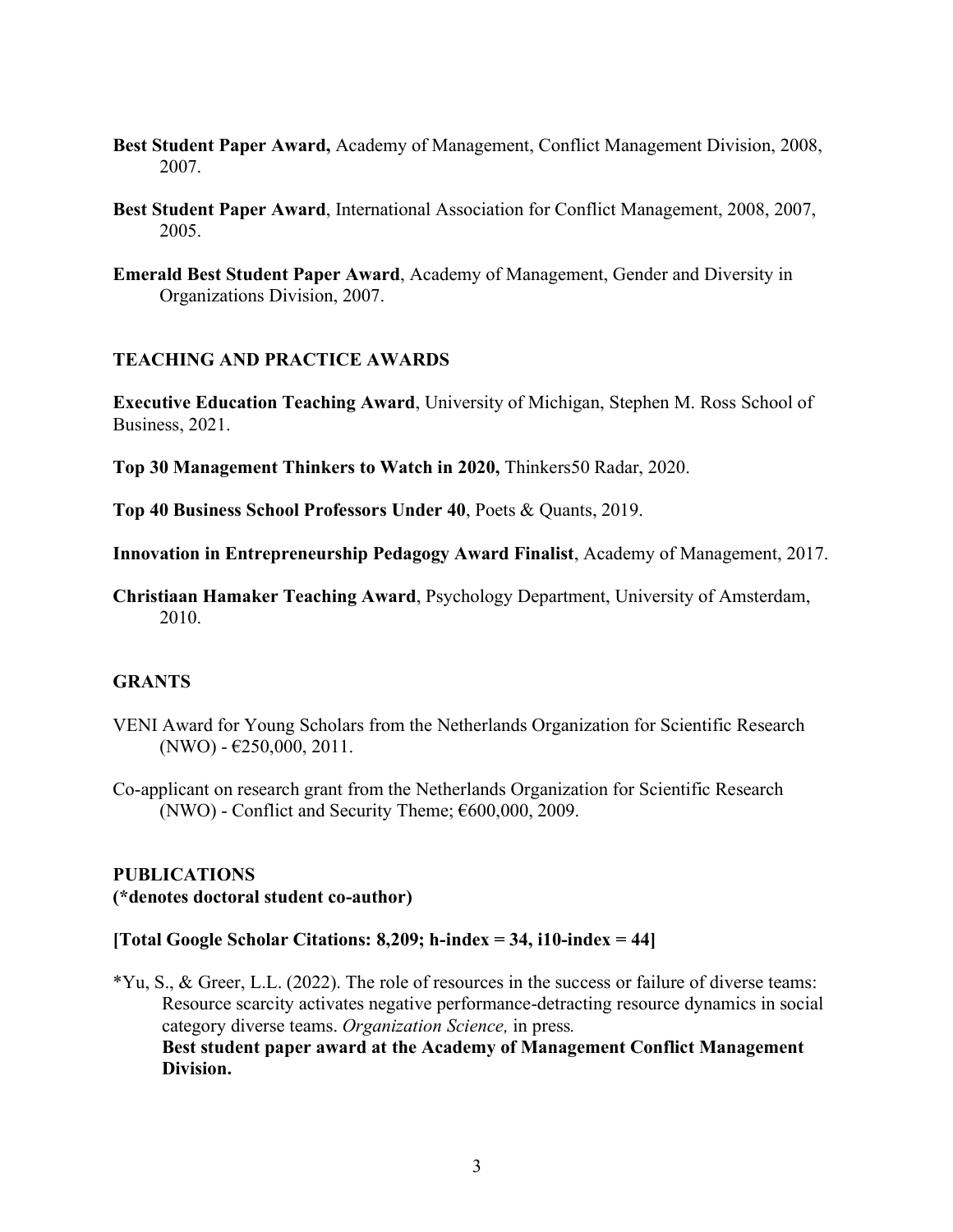**Best Student Paper Award,** Academy of Management, Conflict Management Division, 2008, 2007.

**Best Student Paper Award**, International Association for Conflict Management, 2008, 2007, 2005.

**Emerald Best Student Paper Award**, Academy of Management, Gender and Diversity in Organizations Division, 2007.

## TEACHING AND PRACTICE AWARDS

**Executive Education Teaching Award**, University of Michigan, Stephen M. Ross School of Business, 2021.

**Top 30 Management Thinkers to Watch in 2020,** Thinkers50 Radar, 2020.

**Top 40 Business School Professors Under 40**, Poets & Quants, 2019.

**Innovation in Entrepreneurship Pedagogy Award Finalist**, Academy of Management, 2017.

**Christiaan Hamaker Teaching Award**, Psychology Department, University of Amsterdam, 2010.

## GRANTS

VENI Award for Young Scholars from the Netherlands Organization for Scientific Research (NWO) - €250,000, 2011.

Co-applicant on research grant from the Netherlands Organization for Scientific Research (NWO) - Conflict and Security Theme; €600,000, 2009.

## PUBLICATIONS
**(*denotes doctoral student co-author)**

**[Total Google Scholar Citations: 8,209; h-index = 34, i10-index = 44]**

*Yu, S., & Greer, L.L. (2022). The role of resources in the success or failure of diverse teams: Resource scarcity activates negative performance-detracting resource dynamics in social category diverse teams. *Organization Science,* in press.
**Best student paper award at the Academy of Management Conflict Management Division.**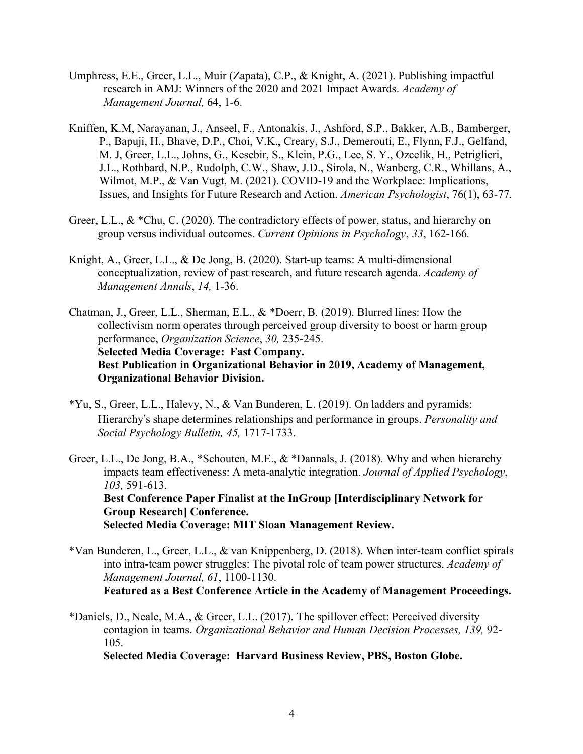Umphress, E.E., Greer, L.L., Muir (Zapata), C.P., & Knight, A. (2021). Publishing impactful research in AMJ: Winners of the 2020 and 2021 Impact Awards. *Academy of Management Journal,* 64, 1-6.

Kniffen, K.M, Narayanan, J., Anseel, F., Antonakis, J., Ashford, S.P., Bakker, A.B., Bamberger, P., Bapuji, H., Bhave, D.P., Choi, V.K., Creary, S.J., Demerouti, E., Flynn, F.J., Gelfand, M. J, Greer, L.L., Johns, G., Kesebir, S., Klein, P.G., Lee, S. Y., Ozcelik, H., Petriglieri, J.L., Rothbard, N.P., Rudolph, C.W., Shaw, J.D., Sirola, N., Wanberg, C.R., Whillans, A., Wilmot, M.P., & Van Vugt, M. (2021). COVID-19 and the Workplace: Implications, Issues, and Insights for Future Research and Action. *American Psychologist*, 76(1), 63-77.

Greer, L.L., & *Chu, C. (2020). The contradictory effects of power, status, and hierarchy on group versus individual outcomes. *Current Opinions in Psychology*, *33*, 162-166.

Knight, A., Greer, L.L., & De Jong, B. (2020). Start-up teams: A multi-dimensional conceptualization, review of past research, and future research agenda. *Academy of Management Annals*, *14,* 1-36.

Chatman, J., Greer, L.L., Sherman, E.L., & *Doerr, B. (2019). Blurred lines: How the collectivism norm operates through perceived group diversity to boost or harm group performance, *Organization Science*, *30,* 235-245.
**Selected Media Coverage: Fast Company.**
**Best Publication in Organizational Behavior in 2019, Academy of Management, Organizational Behavior Division.**

*Yu, S., Greer, L.L., Halevy, N., & Van Bunderen, L. (2019). On ladders and pyramids: Hierarchy's shape determines relationships and performance in groups. *Personality and Social Psychology Bulletin, 45,* 1717-1733.

Greer, L.L., De Jong, B.A., *Schouten, M.E., & *Dannals, J. (2018). Why and when hierarchy impacts team effectiveness: A meta-analytic integration. *Journal of Applied Psychology*, *103,* 591-613.
**Best Conference Paper Finalist at the InGroup [Interdisciplinary Network for Group Research] Conference.**
**Selected Media Coverage: MIT Sloan Management Review.**

*Van Bunderen, L., Greer, L.L., & van Knippenberg, D. (2018). When inter-team conflict spirals into intra-team power struggles: The pivotal role of team power structures. *Academy of Management Journal, 61*, 1100-1130.
**Featured as a Best Conference Article in the Academy of Management Proceedings.**

*Daniels, D., Neale, M.A., & Greer, L.L. (2017). The spillover effect: Perceived diversity contagion in teams. *Organizational Behavior and Human Decision Processes, 139,* 92-105.
**Selected Media Coverage: Harvard Business Review, PBS, Boston Globe.**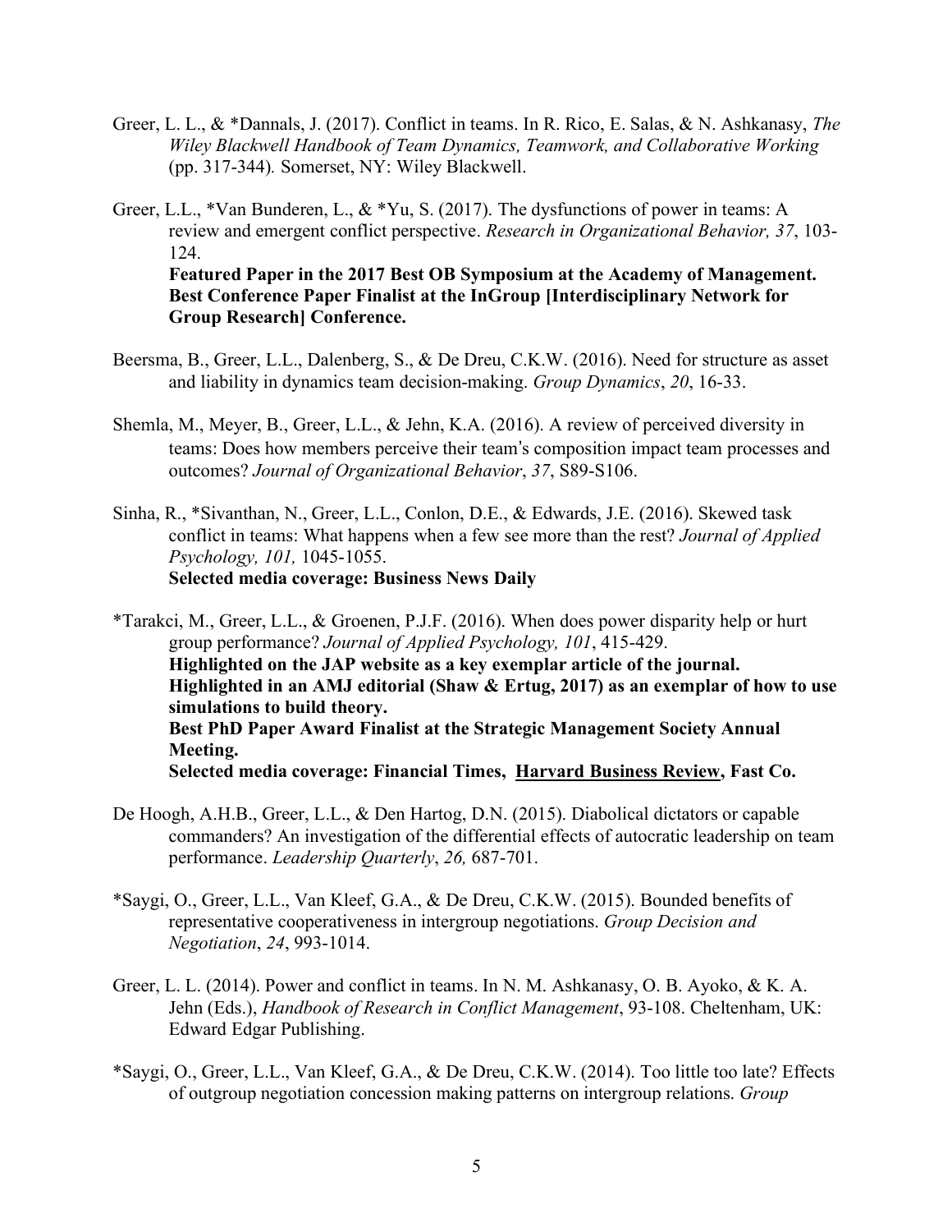Greer, L. L., & *Dannals, J. (2017). Conflict in teams. In R. Rico, E. Salas, & N. Ashkanasy, *The Wiley Blackwell Handbook of Team Dynamics, Teamwork, and Collaborative Working* (pp. 317-344). Somerset, NY: Wiley Blackwell.

Greer, L.L., *Van Bunderen, L., & *Yu, S. (2017). The dysfunctions of power in teams: A review and emergent conflict perspective. *Research in Organizational Behavior, 37*, 103-124.
**Featured Paper in the 2017 Best OB Symposium at the Academy of Management.**
**Best Conference Paper Finalist at the InGroup [Interdisciplinary Network for Group Research] Conference.**

Beersma, B., Greer, L.L., Dalenberg, S., & De Dreu, C.K.W. (2016). Need for structure as asset and liability in dynamics team decision-making. *Group Dynamics*, *20*, 16-33.

Shemla, M., Meyer, B., Greer, L.L., & Jehn, K.A. (2016). A review of perceived diversity in teams: Does how members perceive their team's composition impact team processes and outcomes? *Journal of Organizational Behavior*, *37*, S89-S106.

Sinha, R., *Sivanthan, N., Greer, L.L., Conlon, D.E., & Edwards, J.E. (2016). Skewed task conflict in teams: What happens when a few see more than the rest? *Journal of Applied Psychology, 101,* 1045-1055.
**Selected media coverage: Business News Daily**

*Tarakci, M., Greer, L.L., & Groenen, P.J.F. (2016). When does power disparity help or hurt group performance? *Journal of Applied Psychology, 101*, 415-429.
**Highlighted on the JAP website as a key exemplar article of the journal.**
**Highlighted in an AMJ editorial (Shaw & Ertug, 2017) as an exemplar of how to use simulations to build theory.**
**Best PhD Paper Award Finalist at the Strategic Management Society Annual Meeting.**
**Selected media coverage: Financial Times, Harvard Business Review, Fast Co.**

De Hoogh, A.H.B., Greer, L.L., & Den Hartog, D.N. (2015). Diabolical dictators or capable commanders? An investigation of the differential effects of autocratic leadership on team performance. *Leadership Quarterly*, *26,* 687-701.

*Saygi, O., Greer, L.L., Van Kleef, G.A., & De Dreu, C.K.W. (2015). Bounded benefits of representative cooperativeness in intergroup negotiations. *Group Decision and Negotiation*, *24*, 993-1014.

Greer, L. L. (2014). Power and conflict in teams. In N. M. Ashkanasy, O. B. Ayoko, & K. A. Jehn (Eds.), *Handbook of Research in Conflict Management*, 93-108. Cheltenham, UK: Edward Edgar Publishing.

*Saygi, O., Greer, L.L., Van Kleef, G.A., & De Dreu, C.K.W. (2014). Too little too late? Effects of outgroup negotiation concession making patterns on intergroup relations. *Group*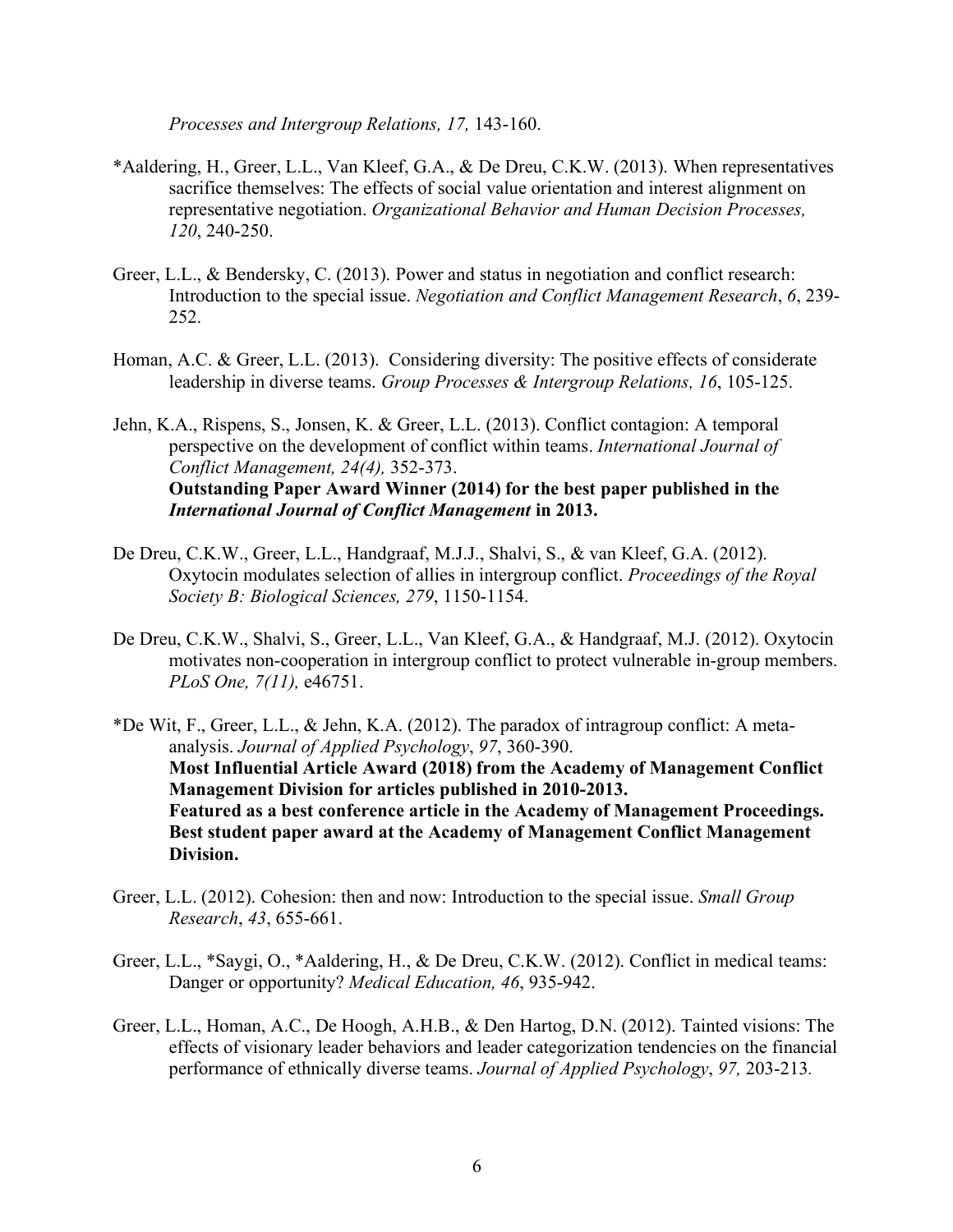*Processes and Intergroup Relations, 17,* 143-160.

*Aaldering, H., Greer, L.L., Van Kleef, G.A., & De Dreu, C.K.W. (2013). When representatives sacrifice themselves: The effects of social value orientation and interest alignment on representative negotiation. *Organizational Behavior and Human Decision Processes, 120*, 240-250.

Greer, L.L., & Bendersky, C. (2013). Power and status in negotiation and conflict research: Introduction to the special issue. *Negotiation and Conflict Management Research*, *6*, 239-252.

Homan, A.C. & Greer, L.L. (2013). Considering diversity: The positive effects of considerate leadership in diverse teams. *Group Processes & Intergroup Relations, 16*, 105-125.

Jehn, K.A., Rispens, S., Jonsen, K. & Greer, L.L. (2013). Conflict contagion: A temporal perspective on the development of conflict within teams. *International Journal of Conflict Management, 24(4),* 352-373.
**Outstanding Paper Award Winner (2014) for the best paper published in the *International Journal of Conflict Management* in 2013.**

De Dreu, C.K.W., Greer, L.L., Handgraaf, M.J.J., Shalvi, S., & van Kleef, G.A. (2012). Oxytocin modulates selection of allies in intergroup conflict. *Proceedings of the Royal Society B: Biological Sciences, 279*, 1150-1154.

De Dreu, C.K.W., Shalvi, S., Greer, L.L., Van Kleef, G.A., & Handgraaf, M.J. (2012). Oxytocin motivates non-cooperation in intergroup conflict to protect vulnerable in-group members. *PLoS One, 7(11),* e46751.

*De Wit, F., Greer, L.L., & Jehn, K.A. (2012). The paradox of intragroup conflict: A meta-analysis. *Journal of Applied Psychology*, *97*, 360-390.
**Most Influential Article Award (2018) from the Academy of Management Conflict Management Division for articles published in 2010-2013.**
**Featured as a best conference article in the Academy of Management Proceedings.**
**Best student paper award at the Academy of Management Conflict Management Division.**

Greer, L.L. (2012). Cohesion: then and now: Introduction to the special issue. *Small Group Research*, *43*, 655-661.

Greer, L.L., *Saygi, O., *Aaldering, H., & De Dreu, C.K.W. (2012). Conflict in medical teams: Danger or opportunity? *Medical Education, 46*, 935-942.

Greer, L.L., Homan, A.C., De Hoogh, A.H.B., & Den Hartog, D.N. (2012). Tainted visions: The effects of visionary leader behaviors and leader categorization tendencies on the financial performance of ethnically diverse teams. *Journal of Applied Psychology*, *97,* 203-213.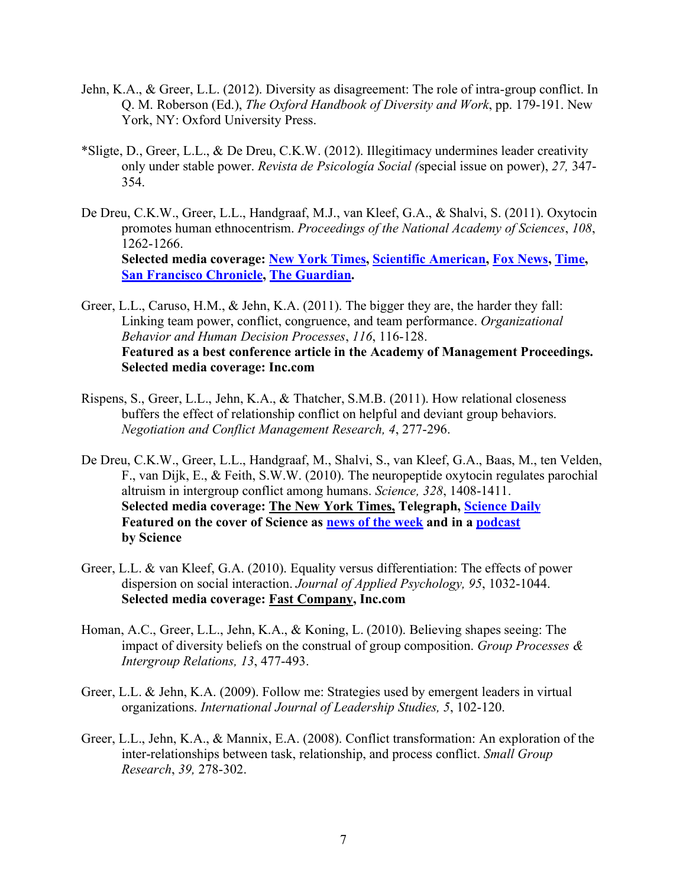Jehn, K.A., & Greer, L.L. (2012). Diversity as disagreement: The role of intra-group conflict. In Q. M. Roberson (Ed.), *The Oxford Handbook of Diversity and Work*, pp. 179-191. New York, NY: Oxford University Press.

*Sligte, D., Greer, L.L., & De Dreu, C.K.W. (2012). Illegitimacy undermines leader creativity only under stable power. *Revista de Psicología Social (*special issue on power), *27,* 347-354.

De Dreu, C.K.W., Greer, L.L., Handgraaf, M.J., van Kleef, G.A., & Shalvi, S. (2011). Oxytocin promotes human ethnocentrism. *Proceedings of the National Academy of Sciences*, *108*, 1262-1266.
**Selected media coverage: New York Times, Scientific American, Fox News, Time, San Francisco Chronicle, The Guardian.**

Greer, L.L., Caruso, H.M., & Jehn, K.A. (2011). The bigger they are, the harder they fall: Linking team power, conflict, congruence, and team performance. *Organizational Behavior and Human Decision Processes*, *116*, 116-128.
**Featured as a best conference article in the Academy of Management Proceedings.**
**Selected media coverage: Inc.com**

Rispens, S., Greer, L.L., Jehn, K.A., & Thatcher, S.M.B. (2011). How relational closeness buffers the effect of relationship conflict on helpful and deviant group behaviors. *Negotiation and Conflict Management Research, 4*, 277-296.

De Dreu, C.K.W., Greer, L.L., Handgraaf, M., Shalvi, S., van Kleef, G.A., Baas, M., ten Velden, F., van Dijk, E., & Feith, S.W.W. (2010). The neuropeptide oxytocin regulates parochial altruism in intergroup conflict among humans. *Science, 328*, 1408-1411.
**Selected media coverage: The New York Times, Telegraph, Science Daily**
**Featured on the cover of Science as news of the week and in a podcast by Science**

Greer, L.L. & van Kleef, G.A. (2010). Equality versus differentiation: The effects of power dispersion on social interaction. *Journal of Applied Psychology, 95*, 1032-1044.
**Selected media coverage: Fast Company, Inc.com**

Homan, A.C., Greer, L.L., Jehn, K.A., & Koning, L. (2010). Believing shapes seeing: The impact of diversity beliefs on the construal of group composition. *Group Processes & Intergroup Relations, 13*, 477-493.

Greer, L.L. & Jehn, K.A. (2009). Follow me: Strategies used by emergent leaders in virtual organizations. *International Journal of Leadership Studies, 5*, 102-120.

Greer, L.L., Jehn, K.A., & Mannix, E.A. (2008). Conflict transformation: An exploration of the inter-relationships between task, relationship, and process conflict. *Small Group Research*, *39,* 278-302.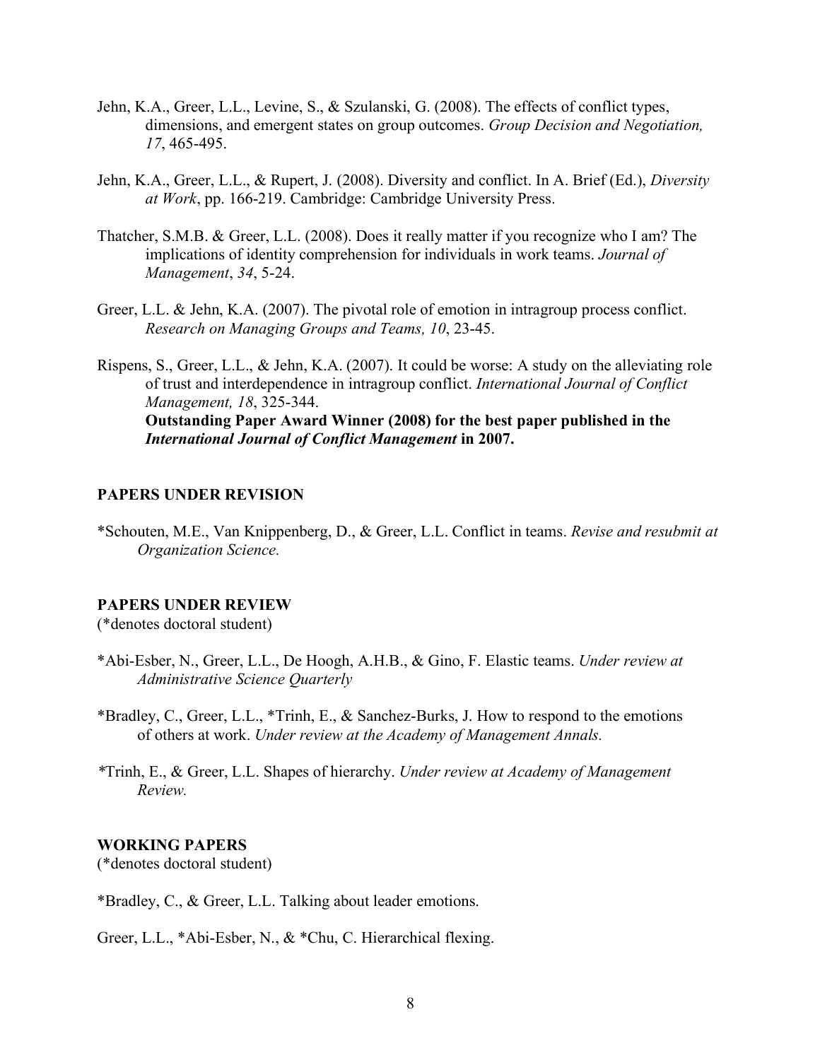Jehn, K.A., Greer, L.L., Levine, S., & Szulanski, G. (2008). The effects of conflict types, dimensions, and emergent states on group outcomes. *Group Decision and Negotiation, 17*, 465-495.

Jehn, K.A., Greer, L.L., & Rupert, J. (2008). Diversity and conflict. In A. Brief (Ed.), *Diversity at Work*, pp. 166-219. Cambridge: Cambridge University Press.

Thatcher, S.M.B. & Greer, L.L. (2008). Does it really matter if you recognize who I am? The implications of identity comprehension for individuals in work teams. *Journal of Management*, *34*, 5-24.

Greer, L.L. & Jehn, K.A. (2007). The pivotal role of emotion in intragroup process conflict. *Research on Managing Groups and Teams, 10*, 23-45.

Rispens, S., Greer, L.L., & Jehn, K.A. (2007). It could be worse: A study on the alleviating role of trust and interdependence in intragroup conflict. *International Journal of Conflict Management, 18*, 325-344.
**Outstanding Paper Award Winner (2008) for the best paper published in the *International Journal of Conflict Management* in 2007.**

### PAPERS UNDER REVISION

*Schouten, M.E., Van Knippenberg, D., & Greer, L.L. Conflict in teams. *Revise and resubmit at Organization Science.*

### PAPERS UNDER REVIEW

(*denotes doctoral student)

*Abi-Esber, N., Greer, L.L., De Hoogh, A.H.B., & Gino, F. Elastic teams. *Under review at Administrative Science Quarterly*

*Bradley, C., Greer, L.L., *Trinh, E., & Sanchez-Burks, J. How to respond to the emotions of others at work. *Under review at the Academy of Management Annals.*

*Trinh, E., & Greer, L.L. Shapes of hierarchy. *Under review at Academy of Management Review.*

### WORKING PAPERS

(*denotes doctoral student)

*Bradley, C., & Greer, L.L. Talking about leader emotions.

Greer, L.L., *Abi-Esber, N., & *Chu, C. Hierarchical flexing.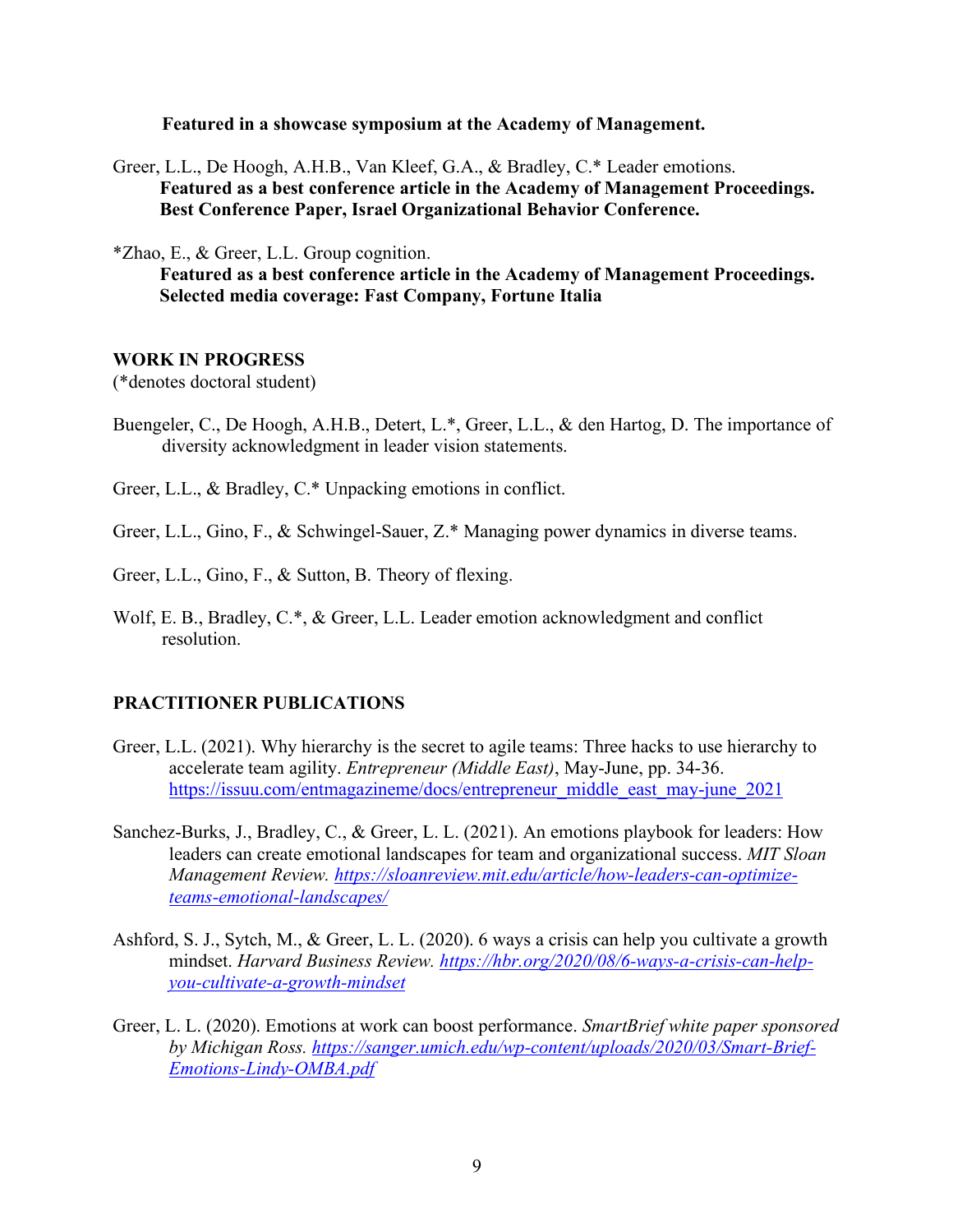**Featured in a showcase symposium at the Academy of Management.**

Greer, L.L., De Hoogh, A.H.B., Van Kleef, G.A., & Bradley, C.* Leader emotions.
**Featured as a best conference article in the Academy of Management Proceedings.**
**Best Conference Paper, Israel Organizational Behavior Conference.**

*Zhao, E., & Greer, L.L. Group cognition.
**Featured as a best conference article in the Academy of Management Proceedings.**
**Selected media coverage: Fast Company, Fortune Italia**

## WORK IN PROGRESS

(*denotes doctoral student)

Buengeler, C., De Hoogh, A.H.B., Detert, L.*, Greer, L.L., & den Hartog, D. The importance of diversity acknowledgment in leader vision statements.

Greer, L.L., & Bradley, C.* Unpacking emotions in conflict.

Greer, L.L., Gino, F., & Schwingel-Sauer, Z.* Managing power dynamics in diverse teams.

Greer, L.L., Gino, F., & Sutton, B. Theory of flexing.

Wolf, E. B., Bradley, C.*, & Greer, L.L. Leader emotion acknowledgment and conflict resolution.

## PRACTITIONER PUBLICATIONS

Greer, L.L. (2021). Why hierarchy is the secret to agile teams: Three hacks to use hierarchy to accelerate team agility. *Entrepreneur (Middle East)*, May-June, pp. 34-36. [https://issuu.com/entmagazineme/docs/entrepreneur_middle_east_may-june_2021](https://issuu.com/entmagazineme/docs/entrepreneur_middle_east_may-june_2021)

Sanchez-Burks, J., Bradley, C., & Greer, L. L. (2021). An emotions playbook for leaders: How leaders can create emotional landscapes for team and organizational success. *MIT Sloan Management Review.* [*https://sloanreview.mit.edu/article/how-leaders-can-optimize-teams-emotional-landscapes/*](https://sloanreview.mit.edu/article/how-leaders-can-optimize-teams-emotional-landscapes/)

Ashford, S. J., Sytch, M., & Greer, L. L. (2020). 6 ways a crisis can help you cultivate a growth mindset. *Harvard Business Review.* [*https://hbr.org/2020/08/6-ways-a-crisis-can-help-you-cultivate-a-growth-mindset*](https://hbr.org/2020/08/6-ways-a-crisis-can-help-you-cultivate-a-growth-mindset)

Greer, L. L. (2020). Emotions at work can boost performance. *SmartBrief white paper sponsored by Michigan Ross.* [*https://sanger.umich.edu/wp-content/uploads/2020/03/Smart-Brief-Emotions-Lindy-OMBA.pdf*](https://sanger.umich.edu/wp-content/uploads/2020/03/Smart-Brief-Emotions-Lindy-OMBA.pdf)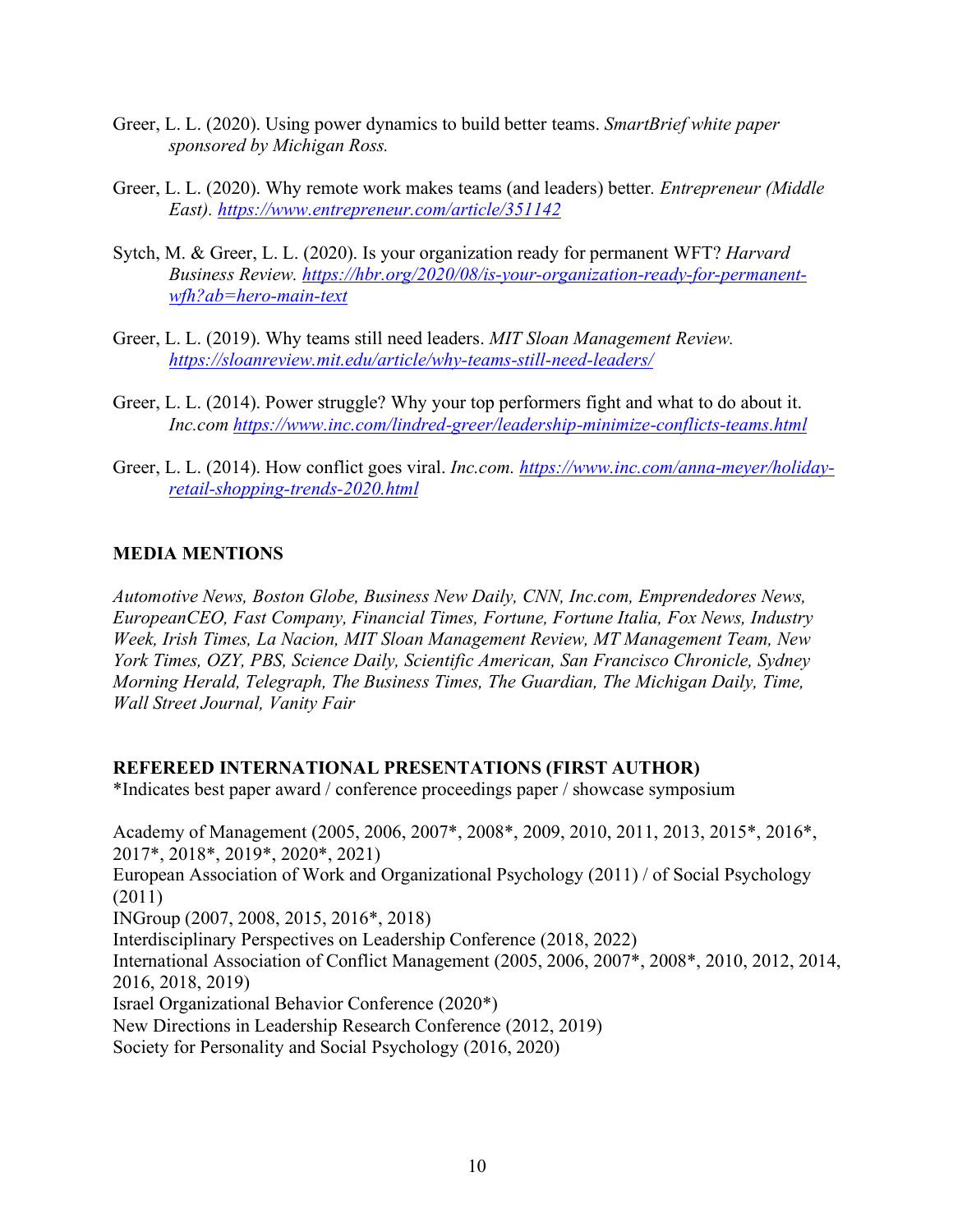Greer, L. L. (2020). Using power dynamics to build better teams. *SmartBrief white paper sponsored by Michigan Ross.*

Greer, L. L. (2020). Why remote work makes teams (and leaders) better. *Entrepreneur (Middle East).* [https://www.entrepreneur.com/article/351142](https://www.entrepreneur.com/article/351142)

Sytch, M. & Greer, L. L. (2020). Is your organization ready for permanent WFT? *Harvard Business Review.* [https://hbr.org/2020/08/is-your-organization-ready-for-permanent-wfh?ab=hero-main-text](https://hbr.org/2020/08/is-your-organization-ready-for-permanent-wfh?ab=hero-main-text)

Greer, L. L. (2019). Why teams still need leaders. *MIT Sloan Management Review.* [https://sloanreview.mit.edu/article/why-teams-still-need-leaders/](https://sloanreview.mit.edu/article/why-teams-still-need-leaders/)

Greer, L. L. (2014). Power struggle? Why your top performers fight and what to do about it. *Inc.com* [https://www.inc.com/lindred-greer/leadership-minimize-conflicts-teams.html](https://www.inc.com/lindred-greer/leadership-minimize-conflicts-teams.html)

Greer, L. L. (2014). How conflict goes viral. *Inc.com.* [https://www.inc.com/anna-meyer/holiday-retail-shopping-trends-2020.html](https://www.inc.com/anna-meyer/holiday-retail-shopping-trends-2020.html)

## MEDIA MENTIONS

*Automotive News, Boston Globe, Business New Daily, CNN, Inc.com, Emprendedores News, EuropeanCEO, Fast Company, Financial Times, Fortune, Fortune Italia, Fox News, Industry Week, Irish Times, La Nacion, MIT Sloan Management Review, MT Management Team, New York Times, OZY, PBS, Science Daily, Scientific American, San Francisco Chronicle, Sydney Morning Herald, Telegraph, The Business Times, The Guardian, The Michigan Daily, Time, Wall Street Journal, Vanity Fair*

## REFEREED INTERNATIONAL PRESENTATIONS (FIRST AUTHOR)

*Indicates best paper award / conference proceedings paper / showcase symposium

Academy of Management (2005, 2006, 2007*, 2008*, 2009, 2010, 2011, 2013, 2015*, 2016*, 2017*, 2018*, 2019*, 2020*, 2021)
European Association of Work and Organizational Psychology (2011) / of Social Psychology (2011)
INGroup (2007, 2008, 2015, 2016*, 2018)
Interdisciplinary Perspectives on Leadership Conference (2018, 2022)
International Association of Conflict Management (2005, 2006, 2007*, 2008*, 2010, 2012, 2014, 2016, 2018, 2019)
Israel Organizational Behavior Conference (2020*)
New Directions in Leadership Research Conference (2012, 2019)
Society for Personality and Social Psychology (2016, 2020)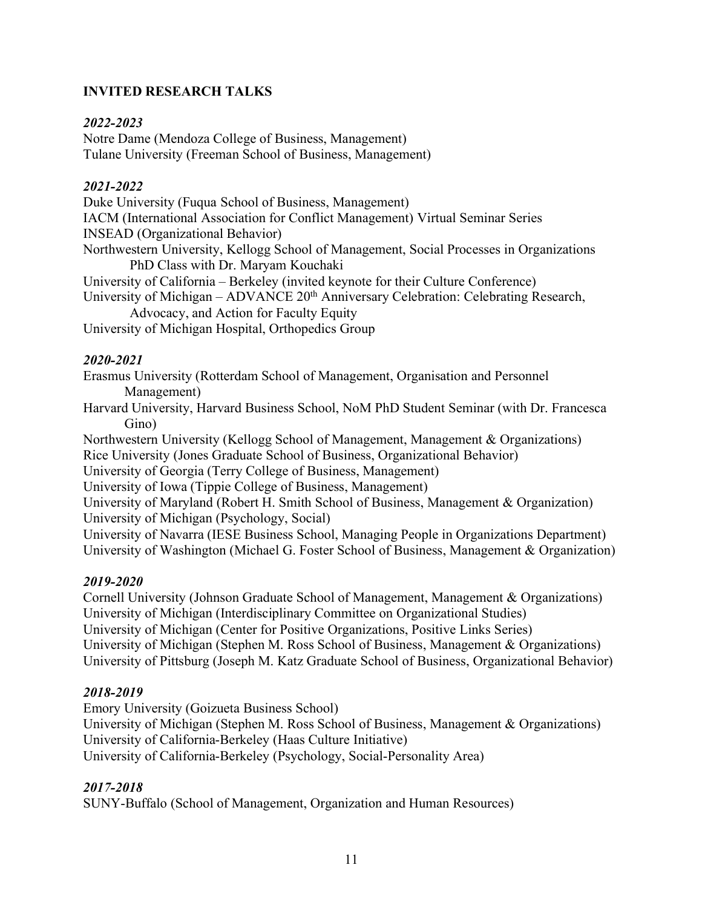## INVITED RESEARCH TALKS

### *2022-2023*

Notre Dame (Mendoza College of Business, Management)
Tulane University (Freeman School of Business, Management)

### *2021-2022*

Duke University (Fuqua School of Business, Management)
IACM (International Association for Conflict Management) Virtual Seminar Series
INSEAD (Organizational Behavior)
Northwestern University, Kellogg School of Management, Social Processes in Organizations PhD Class with Dr. Maryam Kouchaki
University of California – Berkeley (invited keynote for their Culture Conference)
University of Michigan – ADVANCE 20th Anniversary Celebration: Celebrating Research, Advocacy, and Action for Faculty Equity
University of Michigan Hospital, Orthopedics Group

### *2020-2021*

Erasmus University (Rotterdam School of Management, Organisation and Personnel Management)
Harvard University, Harvard Business School, NoM PhD Student Seminar (with Dr. Francesca Gino)
Northwestern University (Kellogg School of Management, Management & Organizations)
Rice University (Jones Graduate School of Business, Organizational Behavior)
University of Georgia (Terry College of Business, Management)
University of Iowa (Tippie College of Business, Management)
University of Maryland (Robert H. Smith School of Business, Management & Organization)
University of Michigan (Psychology, Social)
University of Navarra (IESE Business School, Managing People in Organizations Department)
University of Washington (Michael G. Foster School of Business, Management & Organization)

### *2019-2020*

Cornell University (Johnson Graduate School of Management, Management & Organizations)
University of Michigan (Interdisciplinary Committee on Organizational Studies)
University of Michigan (Center for Positive Organizations, Positive Links Series)
University of Michigan (Stephen M. Ross School of Business, Management & Organizations)
University of Pittsburg (Joseph M. Katz Graduate School of Business, Organizational Behavior)

### *2018-2019*

Emory University (Goizueta Business School)
University of Michigan (Stephen M. Ross School of Business, Management & Organizations)
University of California-Berkeley (Haas Culture Initiative)
University of California-Berkeley (Psychology, Social-Personality Area)

### *2017-2018*

SUNY-Buffalo (School of Management, Organization and Human Resources)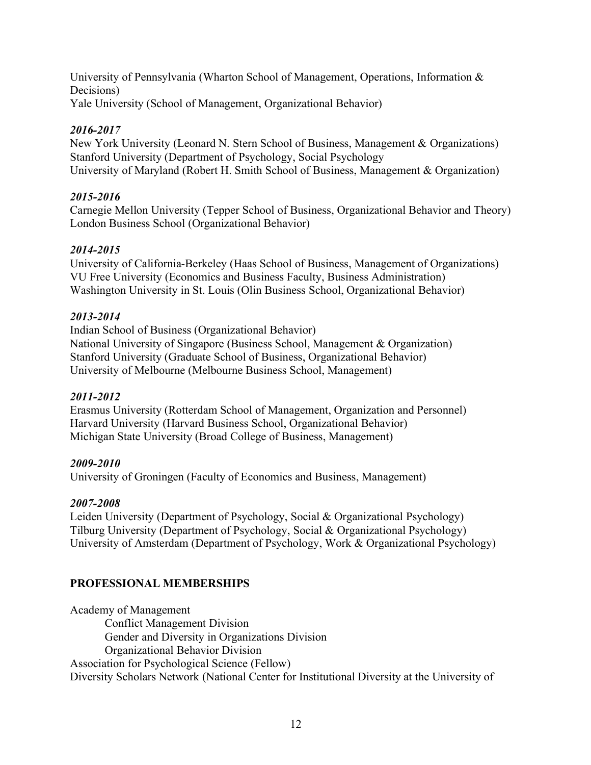University of Pennsylvania (Wharton School of Management, Operations, Information & Decisions)
Yale University (School of Management, Organizational Behavior)

***2016-2017***
New York University (Leonard N. Stern School of Business, Management & Organizations)
Stanford University (Department of Psychology, Social Psychology
University of Maryland (Robert H. Smith School of Business, Management & Organization)

***2015-2016***
Carnegie Mellon University (Tepper School of Business, Organizational Behavior and Theory)
London Business School (Organizational Behavior)

***2014-2015***
University of California-Berkeley (Haas School of Business, Management of Organizations)
VU Free University (Economics and Business Faculty, Business Administration)
Washington University in St. Louis (Olin Business School, Organizational Behavior)

***2013-2014***
Indian School of Business (Organizational Behavior)
National University of Singapore (Business School, Management & Organization)
Stanford University (Graduate School of Business, Organizational Behavior)
University of Melbourne (Melbourne Business School, Management)

***2011-2012***
Erasmus University (Rotterdam School of Management, Organization and Personnel)
Harvard University (Harvard Business School, Organizational Behavior)
Michigan State University (Broad College of Business, Management)

***2009-2010***
University of Groningen (Faculty of Economics and Business, Management)

***2007-2008***
Leiden University (Department of Psychology, Social & Organizational Psychology)
Tilburg University (Department of Psychology, Social & Organizational Psychology)
University of Amsterdam (Department of Psychology, Work & Organizational Psychology)

## PROFESSIONAL MEMBERSHIPS

Academy of Management
- Conflict Management Division
- Gender and Diversity in Organizations Division
- Organizational Behavior Division

Association for Psychological Science (Fellow)
Diversity Scholars Network (National Center for Institutional Diversity at the University of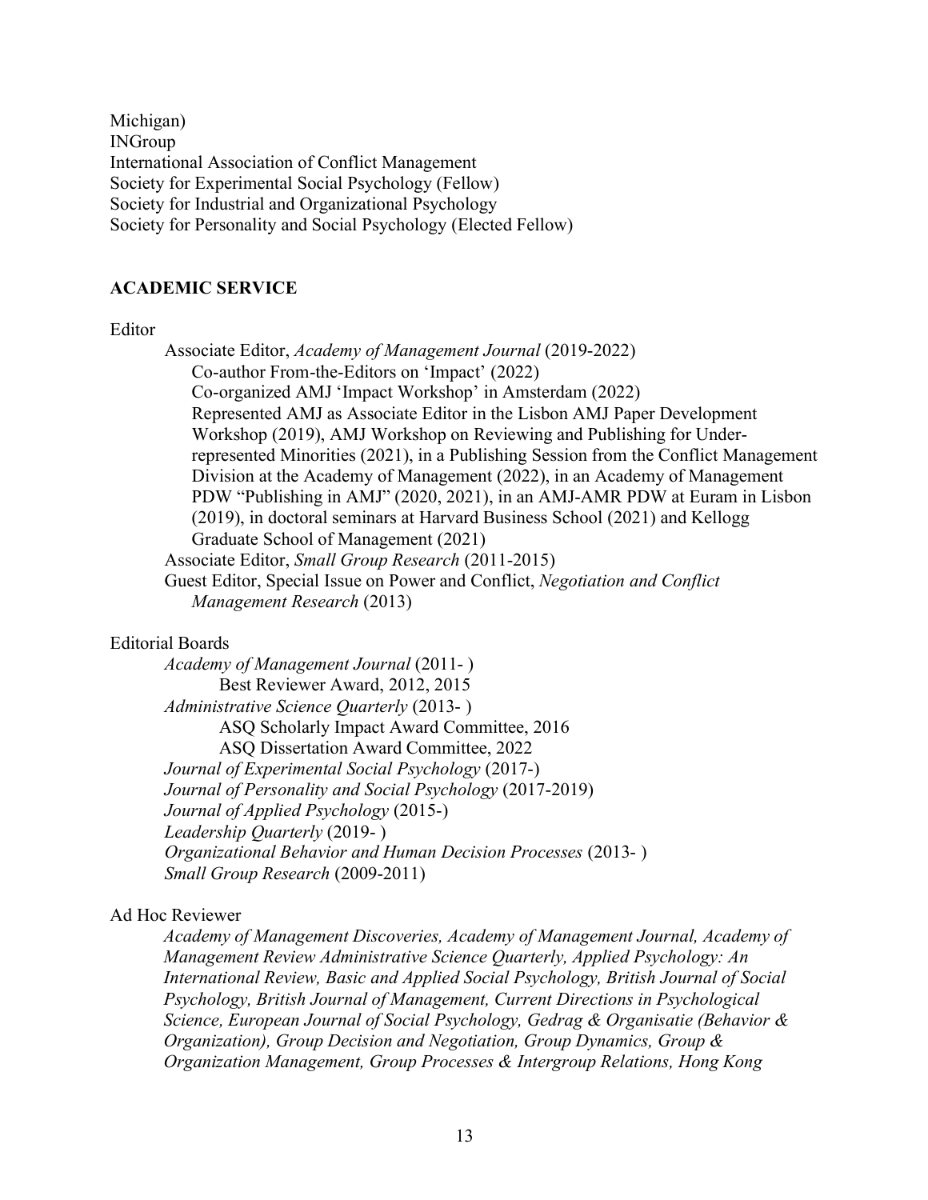Michigan)
INGroup
International Association of Conflict Management
Society for Experimental Social Psychology (Fellow)
Society for Industrial and Organizational Psychology
Society for Personality and Social Psychology (Elected Fellow)

## ACADEMIC SERVICE

Editor

- Associate Editor, *Academy of Management Journal* (2019-2022)
  - Co-author From-the-Editors on 'Impact' (2022)
  - Co-organized AMJ 'Impact Workshop' in Amsterdam (2022)
  - Represented AMJ as Associate Editor in the Lisbon AMJ Paper Development Workshop (2019), AMJ Workshop on Reviewing and Publishing for Under-represented Minorities (2021), in a Publishing Session from the Conflict Management Division at the Academy of Management (2022), in an Academy of Management PDW "Publishing in AMJ" (2020, 2021), in an AMJ-AMR PDW at Euram in Lisbon (2019), in doctoral seminars at Harvard Business School (2021) and Kellogg Graduate School of Management (2021)
- Associate Editor, *Small Group Research* (2011-2015)
- Guest Editor, Special Issue on Power and Conflict, *Negotiation and Conflict Management Research* (2013)

Editorial Boards

- *Academy of Management Journal* (2011- )
  - Best Reviewer Award, 2012, 2015
- *Administrative Science Quarterly* (2013- )
  - ASQ Scholarly Impact Award Committee, 2016
  - ASQ Dissertation Award Committee, 2022
- *Journal of Experimental Social Psychology* (2017-)
- *Journal of Personality and Social Psychology* (2017-2019)
- *Journal of Applied Psychology* (2015-)
- *Leadership Quarterly* (2019- )
- *Organizational Behavior and Human Decision Processes* (2013- )
- *Small Group Research* (2009-2011)

Ad Hoc Reviewer

*Academy of Management Discoveries, Academy of Management Journal, Academy of Management Review Administrative Science Quarterly, Applied Psychology: An International Review, Basic and Applied Social Psychology, British Journal of Social Psychology, British Journal of Management, Current Directions in Psychological Science, European Journal of Social Psychology, Gedrag & Organisatie (Behavior & Organization), Group Decision and Negotiation, Group Dynamics, Group & Organization Management, Group Processes & Intergroup Relations, Hong Kong*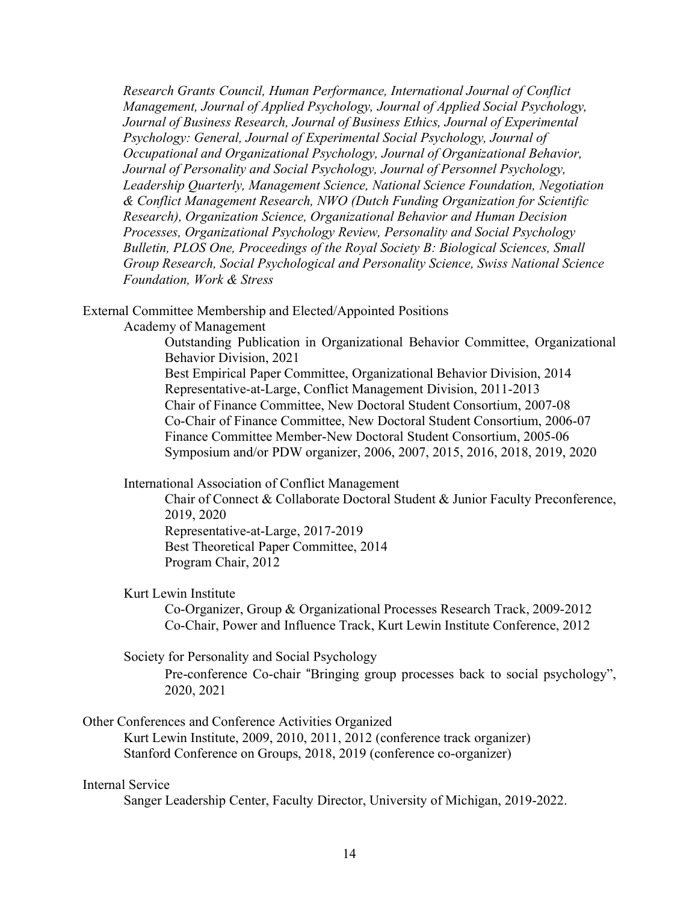*Research Grants Council, Human Performance, International Journal of Conflict Management, Journal of Applied Psychology, Journal of Applied Social Psychology, Journal of Business Research, Journal of Business Ethics, Journal of Experimental Psychology: General, Journal of Experimental Social Psychology, Journal of Occupational and Organizational Psychology, Journal of Organizational Behavior, Journal of Personality and Social Psychology, Journal of Personnel Psychology, Leadership Quarterly, Management Science, National Science Foundation, Negotiation & Conflict Management Research, NWO (Dutch Funding Organization for Scientific Research), Organization Science, Organizational Behavior and Human Decision Processes, Organizational Psychology Review, Personality and Social Psychology Bulletin, PLOS One, Proceedings of the Royal Society B: Biological Sciences, Small Group Research, Social Psychological and Personality Science, Swiss National Science Foundation, Work & Stress*

External Committee Membership and Elected/Appointed Positions

Academy of Management

- Outstanding Publication in Organizational Behavior Committee, Organizational Behavior Division, 2021
- Best Empirical Paper Committee, Organizational Behavior Division, 2014
- Representative-at-Large, Conflict Management Division, 2011-2013
- Chair of Finance Committee, New Doctoral Student Consortium, 2007-08
- Co-Chair of Finance Committee, New Doctoral Student Consortium, 2006-07
- Finance Committee Member-New Doctoral Student Consortium, 2005-06
- Symposium and/or PDW organizer, 2006, 2007, 2015, 2016, 2018, 2019, 2020

International Association of Conflict Management

- Chair of Connect & Collaborate Doctoral Student & Junior Faculty Preconference, 2019, 2020
- Representative-at-Large, 2017-2019
- Best Theoretical Paper Committee, 2014
- Program Chair, 2012

Kurt Lewin Institute

- Co-Organizer, Group & Organizational Processes Research Track, 2009-2012
- Co-Chair, Power and Influence Track, Kurt Lewin Institute Conference, 2012

Society for Personality and Social Psychology

- Pre-conference Co-chair "Bringing group processes back to social psychology", 2020, 2021

Other Conferences and Conference Activities Organized

- Kurt Lewin Institute, 2009, 2010, 2011, 2012 (conference track organizer)
- Stanford Conference on Groups, 2018, 2019 (conference co-organizer)

Internal Service

- Sanger Leadership Center, Faculty Director, University of Michigan, 2019-2022.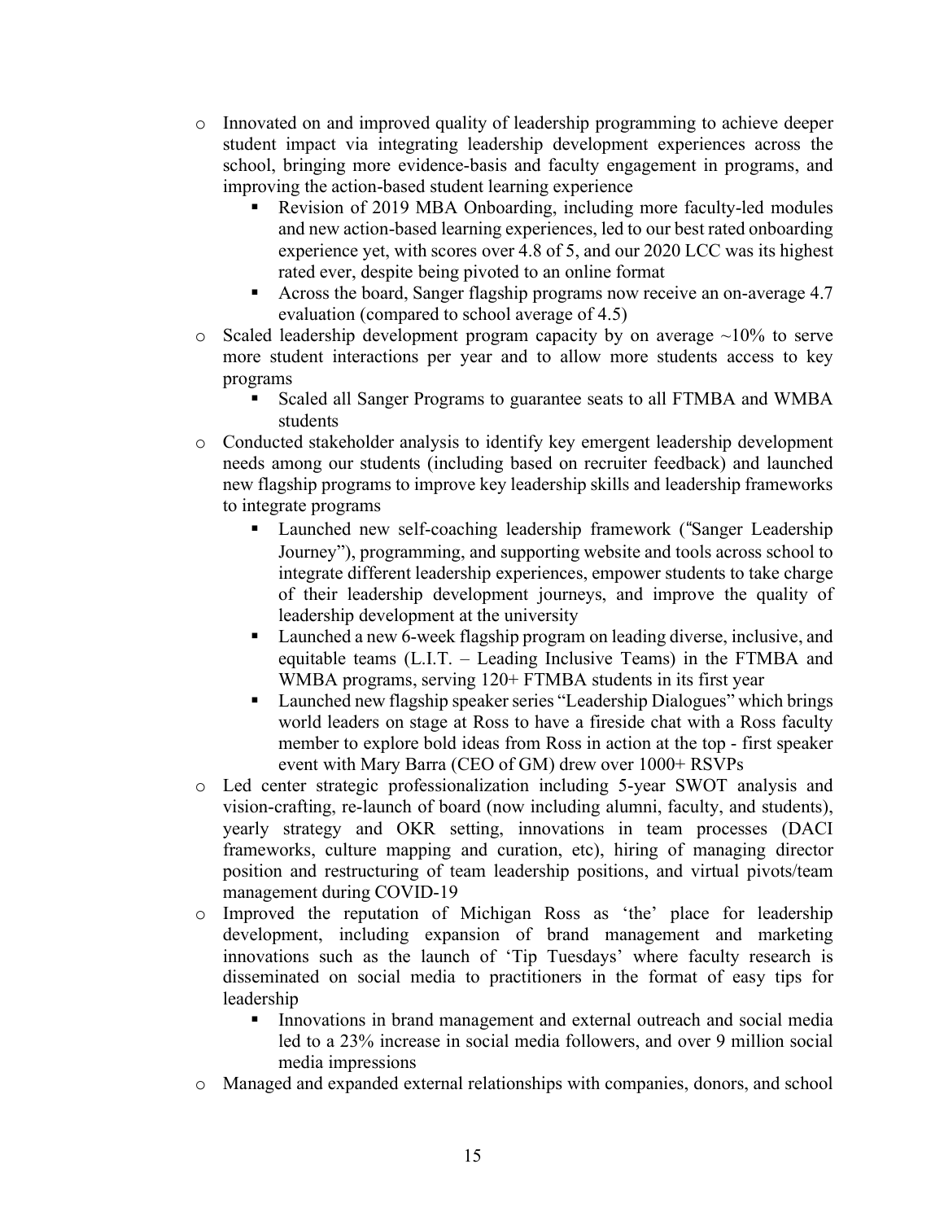- Innovated on and improved quality of leadership programming to achieve deeper student impact via integrating leadership development experiences across the school, bringing more evidence-basis and faculty engagement in programs, and improving the action-based student learning experience
  - Revision of 2019 MBA Onboarding, including more faculty-led modules and new action-based learning experiences, led to our best rated onboarding experience yet, with scores over 4.8 of 5, and our 2020 LCC was its highest rated ever, despite being pivoted to an online format
  - Across the board, Sanger flagship programs now receive an on-average 4.7 evaluation (compared to school average of 4.5)
- Scaled leadership development program capacity by on average ~10% to serve more student interactions per year and to allow more students access to key programs
  - Scaled all Sanger Programs to guarantee seats to all FTMBA and WMBA students
- Conducted stakeholder analysis to identify key emergent leadership development needs among our students (including based on recruiter feedback) and launched new flagship programs to improve key leadership skills and leadership frameworks to integrate programs
  - Launched new self-coaching leadership framework ("Sanger Leadership Journey"), programming, and supporting website and tools across school to integrate different leadership experiences, empower students to take charge of their leadership development journeys, and improve the quality of leadership development at the university
  - Launched a new 6-week flagship program on leading diverse, inclusive, and equitable teams (L.I.T. – Leading Inclusive Teams) in the FTMBA and WMBA programs, serving 120+ FTMBA students in its first year
  - Launched new flagship speaker series "Leadership Dialogues" which brings world leaders on stage at Ross to have a fireside chat with a Ross faculty member to explore bold ideas from Ross in action at the top - first speaker event with Mary Barra (CEO of GM) drew over 1000+ RSVPs
- Led center strategic professionalization including 5-year SWOT analysis and vision-crafting, re-launch of board (now including alumni, faculty, and students), yearly strategy and OKR setting, innovations in team processes (DACI frameworks, culture mapping and curation, etc), hiring of managing director position and restructuring of team leadership positions, and virtual pivots/team management during COVID-19
- Improved the reputation of Michigan Ross as 'the' place for leadership development, including expansion of brand management and marketing innovations such as the launch of 'Tip Tuesdays' where faculty research is disseminated on social media to practitioners in the format of easy tips for leadership
  - Innovations in brand management and external outreach and social media led to a 23% increase in social media followers, and over 9 million social media impressions
- Managed and expanded external relationships with companies, donors, and school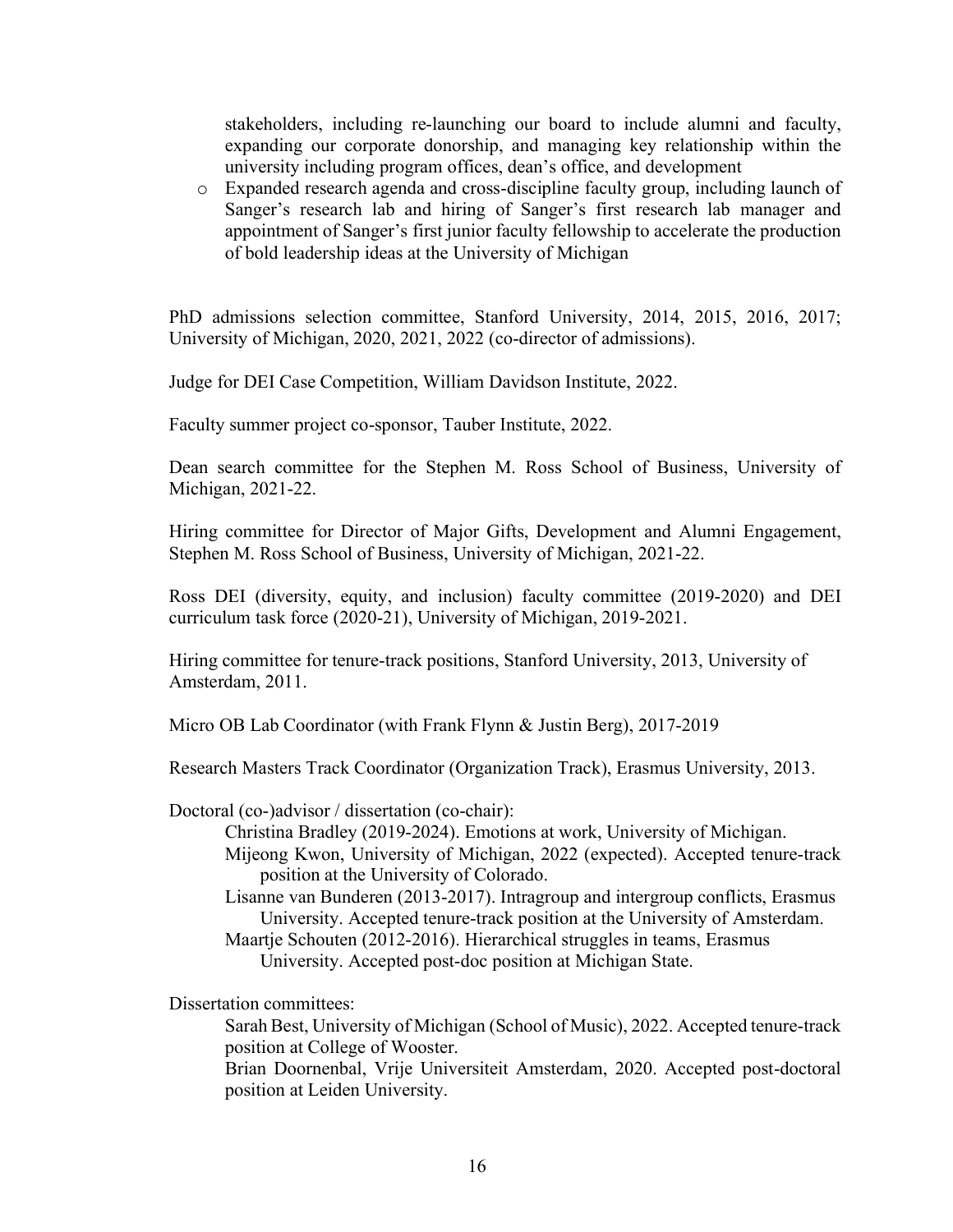stakeholders, including re-launching our board to include alumni and faculty, expanding our corporate donorship, and managing key relationship within the university including program offices, dean's office, and development

- Expanded research agenda and cross-discipline faculty group, including launch of Sanger's research lab and hiring of Sanger's first research lab manager and appointment of Sanger's first junior faculty fellowship to accelerate the production of bold leadership ideas at the University of Michigan

PhD admissions selection committee, Stanford University, 2014, 2015, 2016, 2017; University of Michigan, 2020, 2021, 2022 (co-director of admissions).

Judge for DEI Case Competition, William Davidson Institute, 2022.

Faculty summer project co-sponsor, Tauber Institute, 2022.

Dean search committee for the Stephen M. Ross School of Business, University of Michigan, 2021-22.

Hiring committee for Director of Major Gifts, Development and Alumni Engagement, Stephen M. Ross School of Business, University of Michigan, 2021-22.

Ross DEI (diversity, equity, and inclusion) faculty committee (2019-2020) and DEI curriculum task force (2020-21), University of Michigan, 2019-2021.

Hiring committee for tenure-track positions, Stanford University, 2013, University of Amsterdam, 2011.

Micro OB Lab Coordinator (with Frank Flynn & Justin Berg), 2017-2019

Research Masters Track Coordinator (Organization Track), Erasmus University, 2013.

Doctoral (co-)advisor / dissertation (co-chair):

- Christina Bradley (2019-2024). Emotions at work, University of Michigan.
- Mijeong Kwon, University of Michigan, 2022 (expected). Accepted tenure-track position at the University of Colorado.
- Lisanne van Bunderen (2013-2017). Intragroup and intergroup conflicts, Erasmus University. Accepted tenure-track position at the University of Amsterdam.
- Maartje Schouten (2012-2016). Hierarchical struggles in teams, Erasmus University. Accepted post-doc position at Michigan State.

Dissertation committees:

- Sarah Best, University of Michigan (School of Music), 2022. Accepted tenure-track position at College of Wooster.
- Brian Doornenbal, Vrije Universiteit Amsterdam, 2020. Accepted post-doctoral position at Leiden University.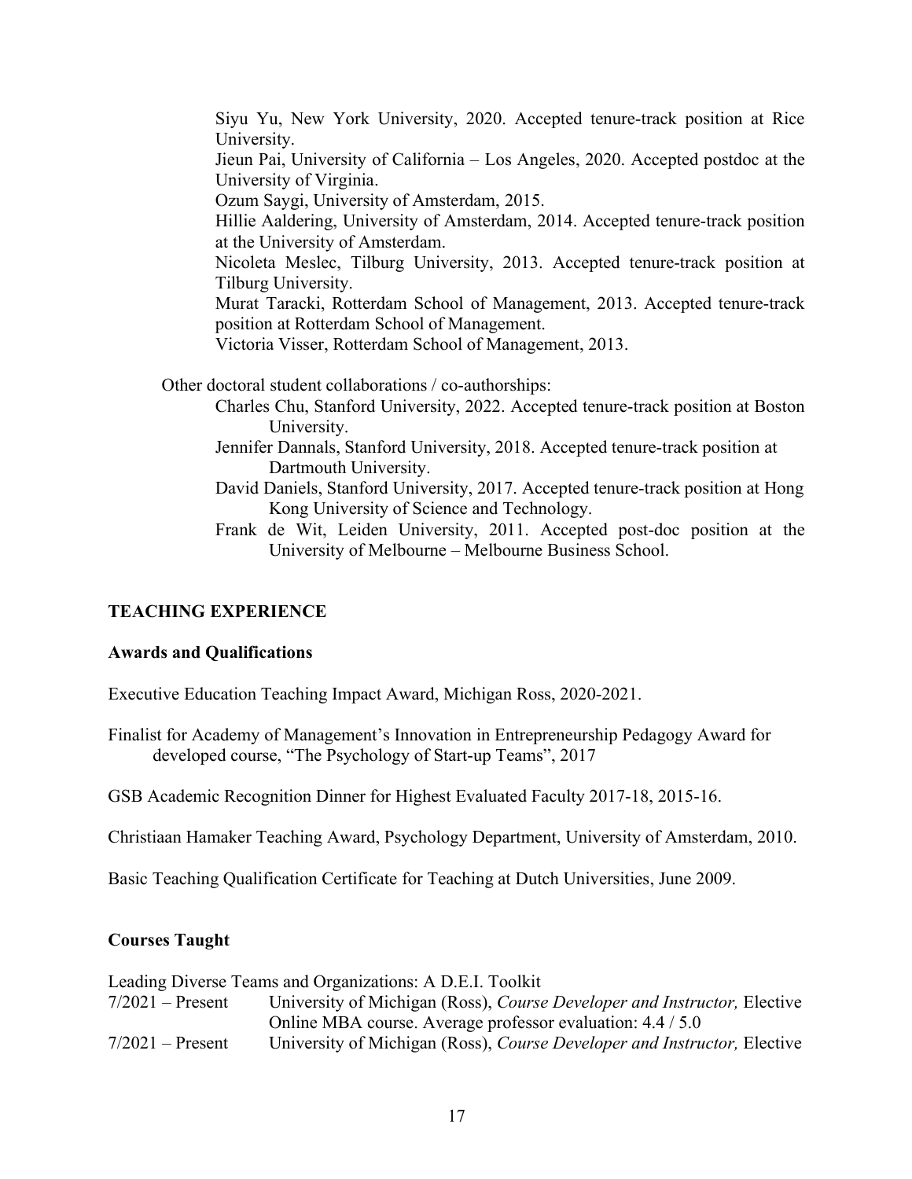Siyu Yu, New York University, 2020. Accepted tenure-track position at Rice University.
Jieun Pai, University of California – Los Angeles, 2020. Accepted postdoc at the University of Virginia.
Ozum Saygi, University of Amsterdam, 2015.
Hillie Aaldering, University of Amsterdam, 2014. Accepted tenure-track position at the University of Amsterdam.
Nicoleta Meslec, Tilburg University, 2013. Accepted tenure-track position at Tilburg University.
Murat Taracki, Rotterdam School of Management, 2013. Accepted tenure-track position at Rotterdam School of Management.
Victoria Visser, Rotterdam School of Management, 2013.

Other doctoral student collaborations / co-authorships:

Charles Chu, Stanford University, 2022. Accepted tenure-track position at Boston University.
Jennifer Dannals, Stanford University, 2018. Accepted tenure-track position at Dartmouth University.
David Daniels, Stanford University, 2017. Accepted tenure-track position at Hong Kong University of Science and Technology.
Frank de Wit, Leiden University, 2011. Accepted post-doc position at the University of Melbourne – Melbourne Business School.

## TEACHING EXPERIENCE

### Awards and Qualifications

Executive Education Teaching Impact Award, Michigan Ross, 2020-2021.

Finalist for Academy of Management's Innovation in Entrepreneurship Pedagogy Award for developed course, "The Psychology of Start-up Teams", 2017

GSB Academic Recognition Dinner for Highest Evaluated Faculty 2017-18, 2015-16.

Christiaan Hamaker Teaching Award, Psychology Department, University of Amsterdam, 2010.

Basic Teaching Qualification Certificate for Teaching at Dutch Universities, June 2009.

### Courses Taught

Leading Diverse Teams and Organizations: A D.E.I. Toolkit

7/2021 – Present University of Michigan (Ross), *Course Developer and Instructor,* Elective Online MBA course. Average professor evaluation: 4.4 / 5.0

7/2021 – Present University of Michigan (Ross), *Course Developer and Instructor,* Elective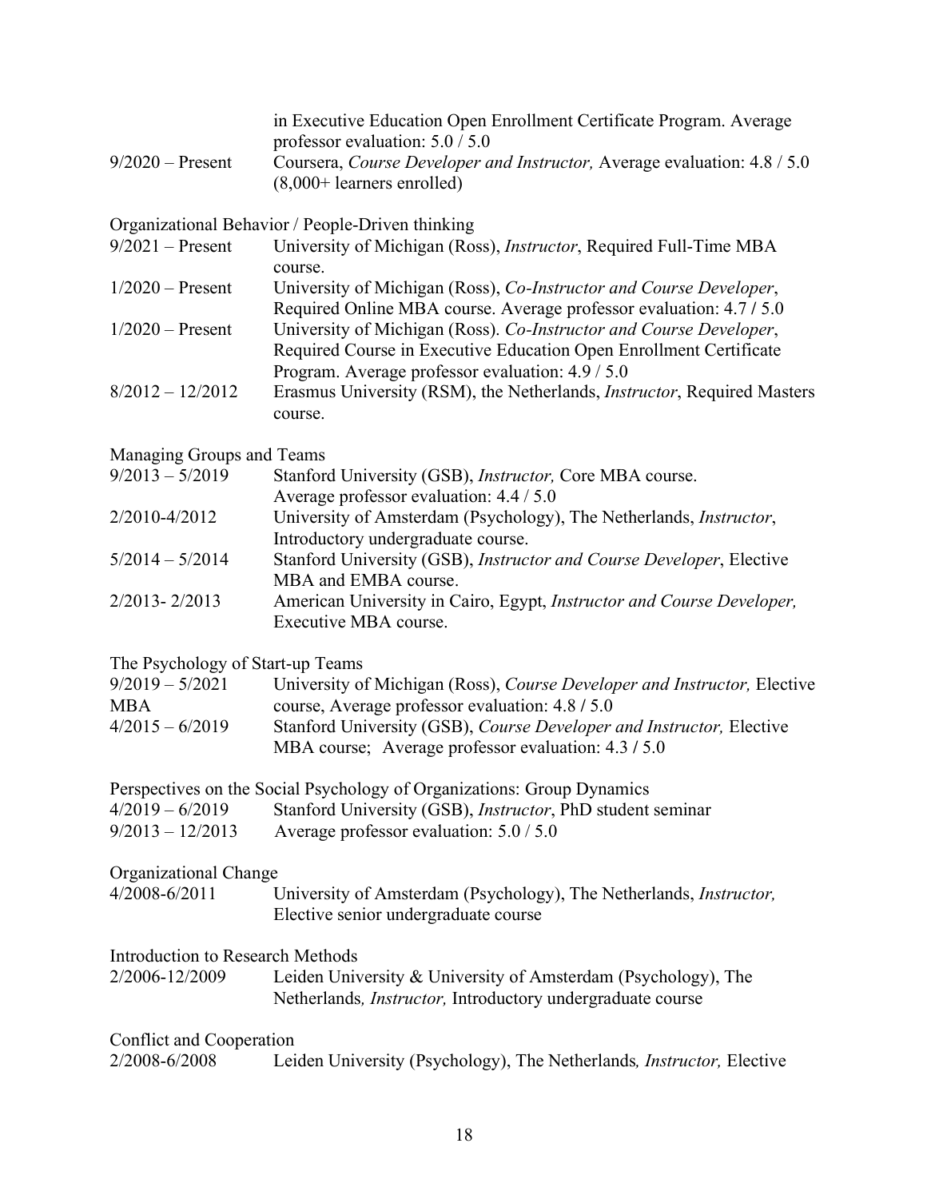in Executive Education Open Enrollment Certificate Program. Average professor evaluation: 5.0 / 5.0

9/2020 – Present Coursera, *Course Developer and Instructor,* Average evaluation: 4.8 / 5.0 (8,000+ learners enrolled)

Organizational Behavior / People-Driven thinking

9/2021 – Present University of Michigan (Ross), *Instructor*, Required Full-Time MBA course.

1/2020 – Present University of Michigan (Ross), *Co-Instructor and Course Developer*, Required Online MBA course. Average professor evaluation: 4.7 / 5.0

1/2020 – Present University of Michigan (Ross). *Co-Instructor and Course Developer*, Required Course in Executive Education Open Enrollment Certificate Program. Average professor evaluation: 4.9 / 5.0

8/2012 – 12/2012 Erasmus University (RSM), the Netherlands, *Instructor*, Required Masters course.

Managing Groups and Teams

9/2013 – 5/2019 Stanford University (GSB), *Instructor,* Core MBA course. Average professor evaluation: 4.4 / 5.0

2/2010-4/2012 University of Amsterdam (Psychology), The Netherlands, *Instructor*, Introductory undergraduate course.

5/2014 – 5/2014 Stanford University (GSB), *Instructor and Course Developer*, Elective MBA and EMBA course.

2/2013- 2/2013 American University in Cairo, Egypt, *Instructor and Course Developer,* Executive MBA course.

The Psychology of Start-up Teams

9/2019 – 5/2021 MBA University of Michigan (Ross), *Course Developer and Instructor,* Elective course, Average professor evaluation: 4.8 / 5.0

4/2015 – 6/2019 Stanford University (GSB), *Course Developer and Instructor,* Elective MBA course; Average professor evaluation: 4.3 / 5.0

Perspectives on the Social Psychology of Organizations: Group Dynamics

4/2019 – 6/2019 Stanford University (GSB), *Instructor*, PhD student seminar

9/2013 – 12/2013 Average professor evaluation: 5.0 / 5.0

Organizational Change

4/2008-6/2011 University of Amsterdam (Psychology), The Netherlands, *Instructor,* Elective senior undergraduate course

Introduction to Research Methods

2/2006-12/2009 Leiden University & University of Amsterdam (Psychology), The Netherlands*, Instructor,* Introductory undergraduate course

Conflict and Cooperation

2/2008-6/2008 Leiden University (Psychology), The Netherlands*, Instructor,* Elective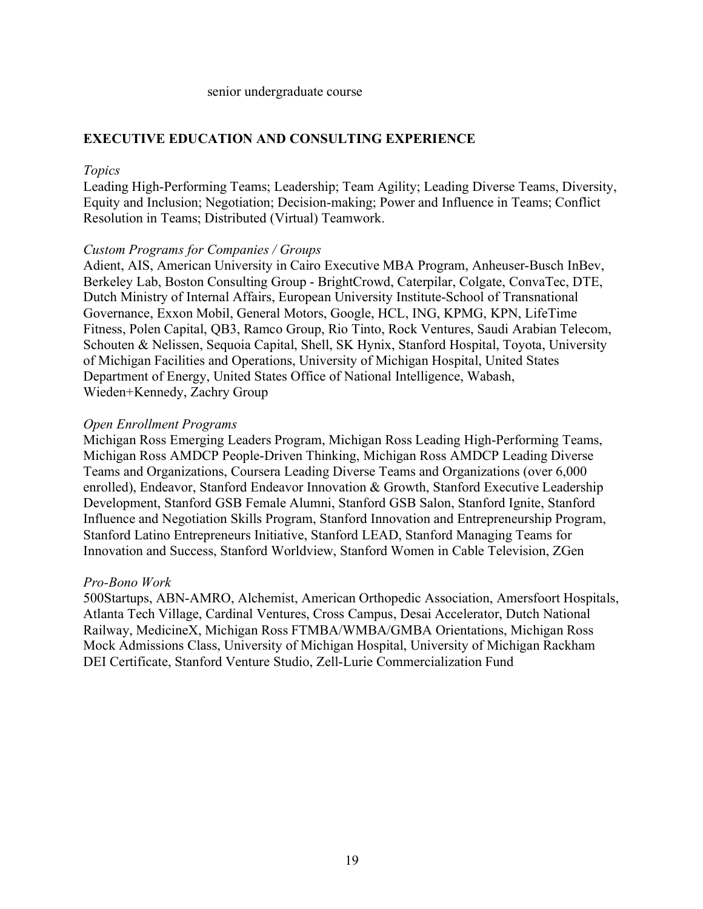senior undergraduate course

## EXECUTIVE EDUCATION AND CONSULTING EXPERIENCE

*Topics*

Leading High-Performing Teams; Leadership; Team Agility; Leading Diverse Teams, Diversity, Equity and Inclusion; Negotiation; Decision-making; Power and Influence in Teams; Conflict Resolution in Teams; Distributed (Virtual) Teamwork.

*Custom Programs for Companies / Groups*

Adient, AIS, American University in Cairo Executive MBA Program, Anheuser-Busch InBev, Berkeley Lab, Boston Consulting Group - BrightCrowd, Caterpilar, Colgate, ConvaTec, DTE, Dutch Ministry of Internal Affairs, European University Institute-School of Transnational Governance, Exxon Mobil, General Motors, Google, HCL, ING, KPMG, KPN, LifeTime Fitness, Polen Capital, QB3, Ramco Group, Rio Tinto, Rock Ventures, Saudi Arabian Telecom, Schouten & Nelissen, Sequoia Capital, Shell, SK Hynix, Stanford Hospital, Toyota, University of Michigan Facilities and Operations, University of Michigan Hospital, United States Department of Energy, United States Office of National Intelligence, Wabash, Wieden+Kennedy, Zachry Group

*Open Enrollment Programs*

Michigan Ross Emerging Leaders Program, Michigan Ross Leading High-Performing Teams, Michigan Ross AMDCP People-Driven Thinking, Michigan Ross AMDCP Leading Diverse Teams and Organizations, Coursera Leading Diverse Teams and Organizations (over 6,000 enrolled), Endeavor, Stanford Endeavor Innovation & Growth, Stanford Executive Leadership Development, Stanford GSB Female Alumni, Stanford GSB Salon, Stanford Ignite, Stanford Influence and Negotiation Skills Program, Stanford Innovation and Entrepreneurship Program, Stanford Latino Entrepreneurs Initiative, Stanford LEAD, Stanford Managing Teams for Innovation and Success, Stanford Worldview, Stanford Women in Cable Television, ZGen

*Pro-Bono Work*

500Startups, ABN-AMRO, Alchemist, American Orthopedic Association, Amersfoort Hospitals, Atlanta Tech Village, Cardinal Ventures, Cross Campus, Desai Accelerator, Dutch National Railway, MedicineX, Michigan Ross FTMBA/WMBA/GMBA Orientations, Michigan Ross Mock Admissions Class, University of Michigan Hospital, University of Michigan Rackham DEI Certificate, Stanford Venture Studio, Zell-Lurie Commercialization Fund